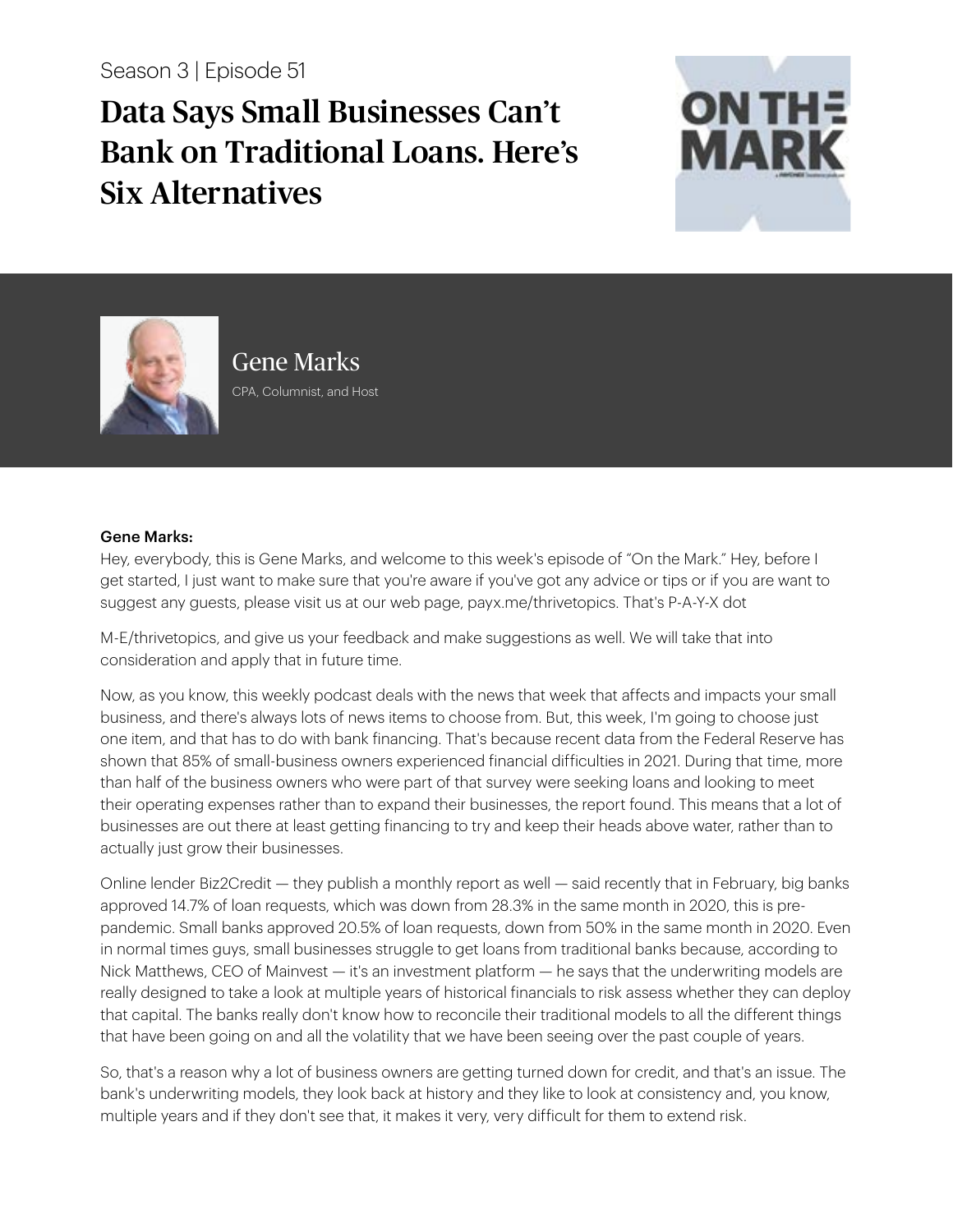Season 3 | Episode 51

# Data Says Small Businesses Can't Bank on Traditional Loans. Here's Six Alternatives

Gene Marks

CPA, Columnist, and Host

**Gene Marks:**

Hey, everybody, this is Gene Marks, and welcome to this week's episode of "On the Mark." Hey, before I get started, I just want to make sure that you're aware if you've got any advice or tips or if you are want to suggest any guests, please visit us at our web page, payx.me/thrivetopics. That's P-A-Y-X dot

M-E/thrivetopics, and give us your feedback and make suggestions as well. We will take that into consideration and apply that in future time.

Now, as you know, this weekly podcast deals with the news that week that affects and impacts your small business, and there's always lots of news items to choose from. But, this week, I'm going to choose just one item, and that has to do with bank financing. That's because recent data from the Federal Reserve has shown that 85% of small-business owners experienced financial difficulties in 2021. During that time, more than half of the business owners who were part of that survey were seeking loans and looking to meet their operating expenses rather than to expand their businesses, the report found. This means that a lot of businesses are out there at least getting financing to try and keep their heads above water, rather than to actually just grow their businesses.

Online lender Biz2Credit — they publish a monthly report as well — said recently that in February, big banks approved 14.7% of loan requests, which was down from 28.3% in the same month in 2020, this is pre-pandemic. Small banks approved 20.5% of loan requests, down from 50% in the same month in 2020. Even in normal times guys, small businesses struggle to get loans from traditional banks because, according to Nick Matthews, CEO of Mainvest — it's an investment platform — he says that the underwriting models are really designed to take a look at multiple years of historical financials to risk assess whether they can deploy that capital. The banks really don't know how to reconcile their traditional models to all the different things that have been going on and all the volatility that we have been seeing over the past couple of years.

So, that's a reason why a lot of business owners are getting turned down for credit, and that's an issue. The bank's underwriting models, they look back at history and they like to look at consistency and, you know, multiple years and if they don't see that, it makes it very, very difficult for them to extend risk.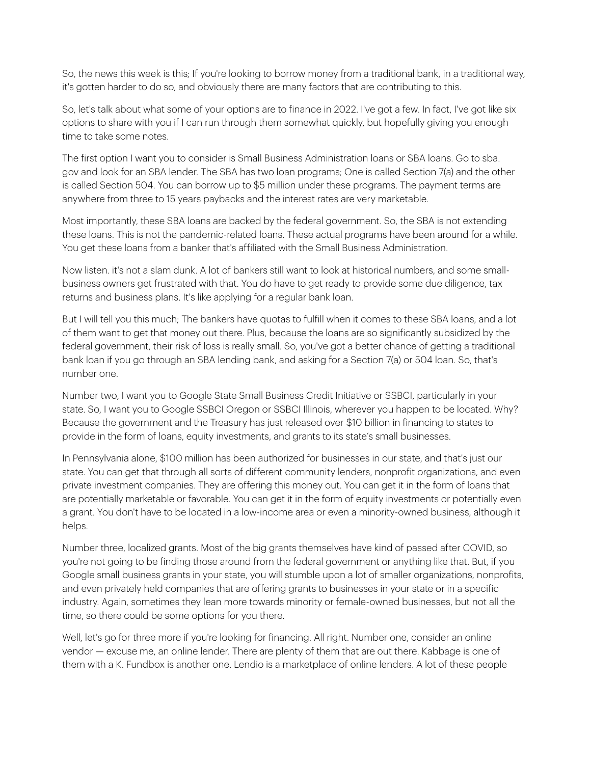So, the news this week is this; If you're looking to borrow money from a traditional bank, in a traditional way, it's gotten harder to do so, and obviously there are many factors that are contributing to this.

So, let's talk about what some of your options are to finance in 2022. I've got a few. In fact, I've got like six options to share with you if I can run through them somewhat quickly, but hopefully giving you enough time to take some notes.

The first option I want you to consider is Small Business Administration loans or SBA loans. Go to sba.gov and look for an SBA lender. The SBA has two loan programs; One is called Section 7(a) and the other is called Section 504. You can borrow up to $5 million under these programs. The payment terms are anywhere from three to 15 years paybacks and the interest rates are very marketable.

Most importantly, these SBA loans are backed by the federal government. So, the SBA is not extending these loans. This is not the pandemic-related loans. These actual programs have been around for a while. You get these loans from a banker that's affiliated with the Small Business Administration.

Now listen. it's not a slam dunk. A lot of bankers still want to look at historical numbers, and some small-business owners get frustrated with that. You do have to get ready to provide some due diligence, tax returns and business plans. It's like applying for a regular bank loan.

But I will tell you this much; The bankers have quotas to fulfill when it comes to these SBA loans, and a lot of them want to get that money out there. Plus, because the loans are so significantly subsidized by the federal government, their risk of loss is really small. So, you've got a better chance of getting a traditional bank loan if you go through an SBA lending bank, and asking for a Section 7(a) or 504 loan. So, that's number one.

Number two, I want you to Google State Small Business Credit Initiative or SSBCI, particularly in your state. So, I want you to Google SSBCI Oregon or SSBCI Illinois, wherever you happen to be located. Why? Because the government and the Treasury has just released over $10 billion in financing to states to provide in the form of loans, equity investments, and grants to its state's small businesses.

In Pennsylvania alone, $100 million has been authorized for businesses in our state, and that's just our state. You can get that through all sorts of different community lenders, nonprofit organizations, and even private investment companies. They are offering this money out. You can get it in the form of loans that are potentially marketable or favorable. You can get it in the form of equity investments or potentially even a grant. You don't have to be located in a low-income area or even a minority-owned business, although it helps.

Number three, localized grants. Most of the big grants themselves have kind of passed after COVID, so you're not going to be finding those around from the federal government or anything like that. But, if you Google small business grants in your state, you will stumble upon a lot of smaller organizations, nonprofits, and even privately held companies that are offering grants to businesses in your state or in a specific industry. Again, sometimes they lean more towards minority or female-owned businesses, but not all the time, so there could be some options for you there.

Well, let's go for three more if you're looking for financing. All right. Number one, consider an online vendor — excuse me, an online lender. There are plenty of them that are out there. Kabbage is one of them with a K. Fundbox is another one. Lendio is a marketplace of online lenders. A lot of these people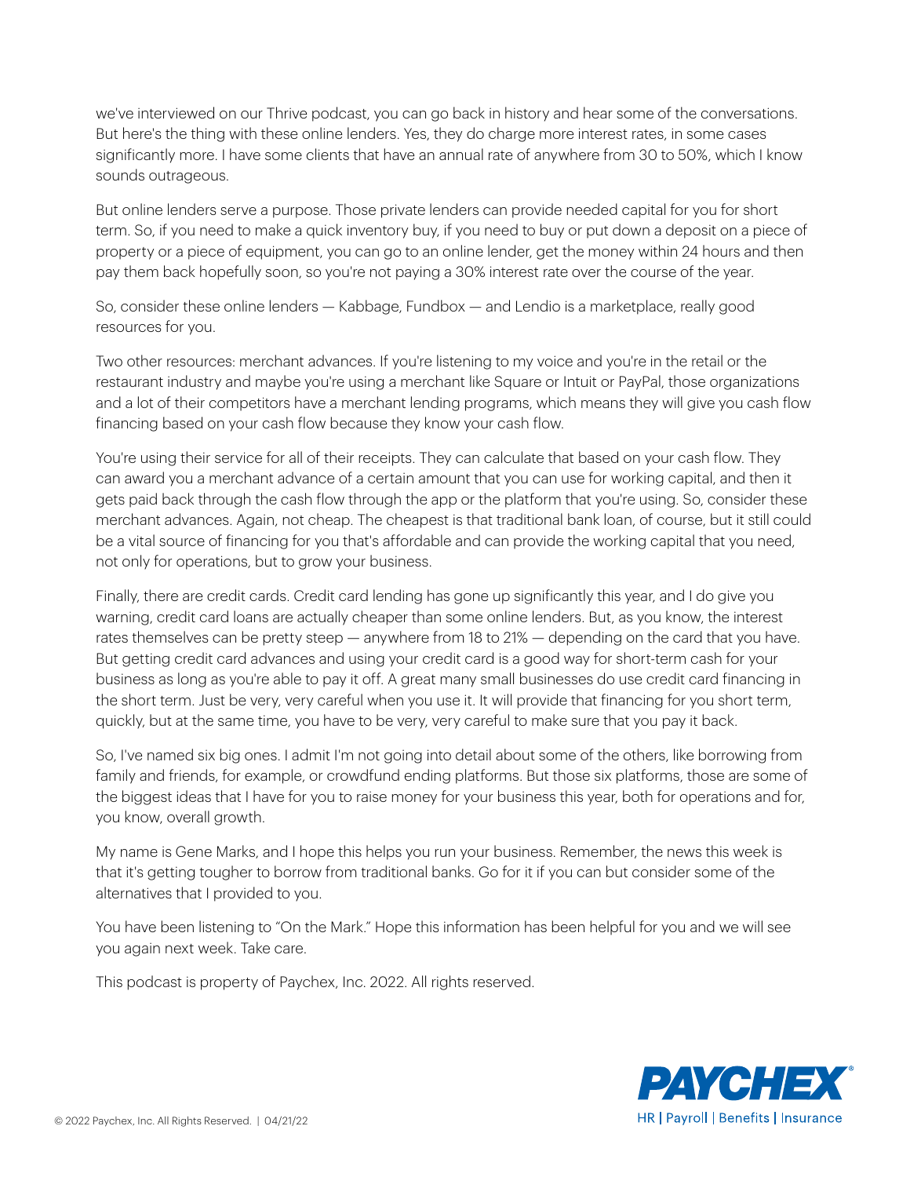we've interviewed on our Thrive podcast, you can go back in history and hear some of the conversations. But here's the thing with these online lenders. Yes, they do charge more interest rates, in some cases significantly more. I have some clients that have an annual rate of anywhere from 30 to 50%, which I know sounds outrageous.

But online lenders serve a purpose. Those private lenders can provide needed capital for you for short term. So, if you need to make a quick inventory buy, if you need to buy or put down a deposit on a piece of property or a piece of equipment, you can go to an online lender, get the money within 24 hours and then pay them back hopefully soon, so you're not paying a 30% interest rate over the course of the year.

So, consider these online lenders — Kabbage, Fundbox — and Lendio is a marketplace, really good resources for you.

Two other resources: merchant advances. If you're listening to my voice and you're in the retail or the restaurant industry and maybe you're using a merchant like Square or Intuit or PayPal, those organizations and a lot of their competitors have a merchant lending programs, which means they will give you cash flow financing based on your cash flow because they know your cash flow.

You're using their service for all of their receipts. They can calculate that based on your cash flow. They can award you a merchant advance of a certain amount that you can use for working capital, and then it gets paid back through the cash flow through the app or the platform that you're using. So, consider these merchant advances. Again, not cheap. The cheapest is that traditional bank loan, of course, but it still could be a vital source of financing for you that's affordable and can provide the working capital that you need, not only for operations, but to grow your business.

Finally, there are credit cards. Credit card lending has gone up significantly this year, and I do give you warning, credit card loans are actually cheaper than some online lenders. But, as you know, the interest rates themselves can be pretty steep — anywhere from 18 to 21% — depending on the card that you have. But getting credit card advances and using your credit card is a good way for short-term cash for your business as long as you're able to pay it off. A great many small businesses do use credit card financing in the short term. Just be very, very careful when you use it. It will provide that financing for you short term, quickly, but at the same time, you have to be very, very careful to make sure that you pay it back.

So, I've named six big ones. I admit I'm not going into detail about some of the others, like borrowing from family and friends, for example, or crowdfund ending platforms. But those six platforms, those are some of the biggest ideas that I have for you to raise money for your business this year, both for operations and for, you know, overall growth.

My name is Gene Marks, and I hope this helps you run your business. Remember, the news this week is that it's getting tougher to borrow from traditional banks. Go for it if you can but consider some of the alternatives that I provided to you.

You have been listening to "On the Mark." Hope this information has been helpful for you and we will see you again next week. Take care.

This podcast is property of Paychex, Inc. 2022. All rights reserved.